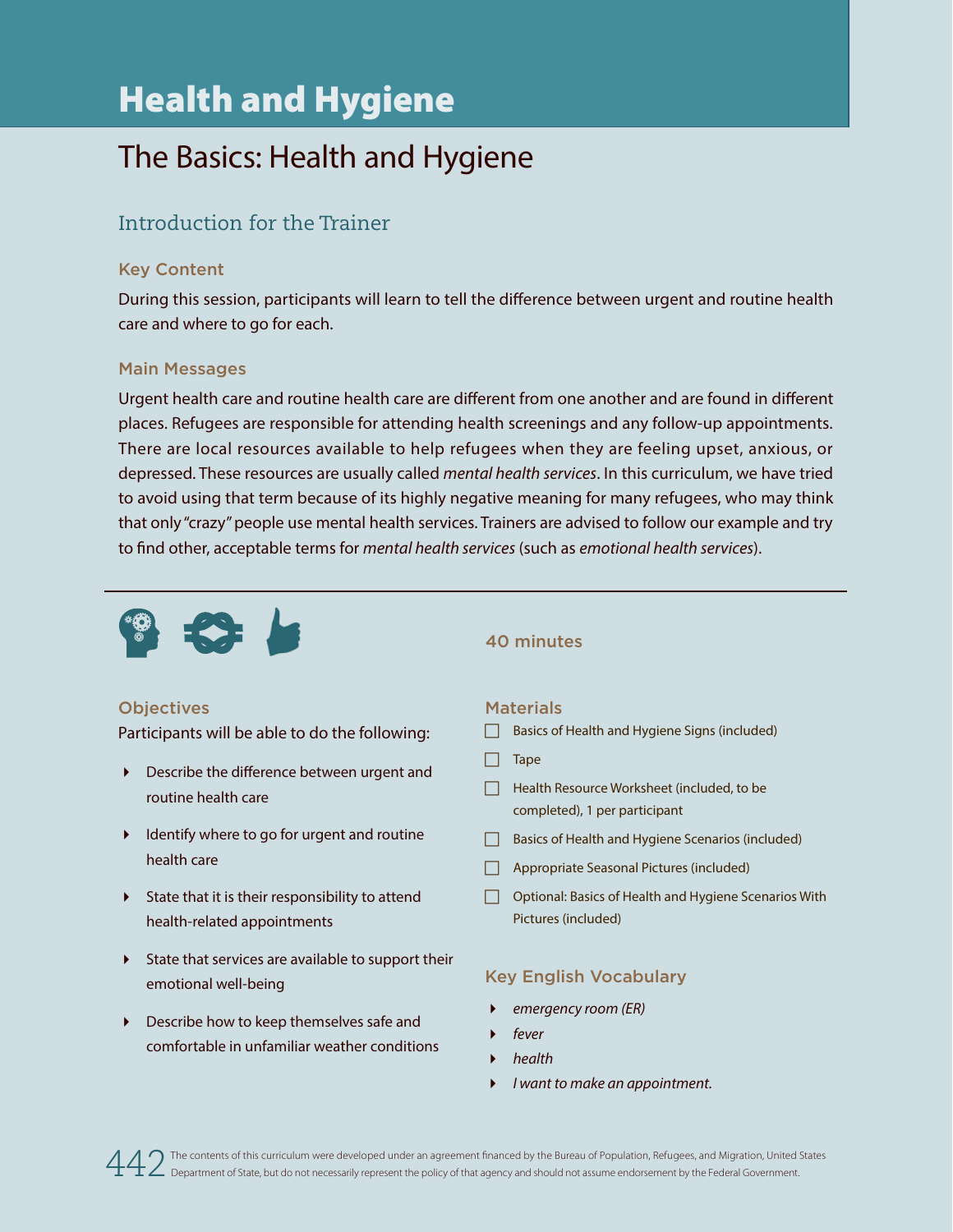# Health and Hygiene

## The Basics: Health and Hygiene

### Introduction for the Trainer

#### Key Content

During this session, participants will learn to tell the difference between urgent and routine health care and where to go for each.

#### Main Messages

Urgent health care and routine health care are different from one another and are found in different places. Refugees are responsible for attending health screenings and any follow-up appointments. There are local resources available to help refugees when they are feeling upset, anxious, or depressed. These resources are usually called *mental health services*. In this curriculum, we have tried to avoid using that term because of its highly negative meaning for many refugees, who may think that only "crazy" people use mental health services. Trainers are advised to follow our example and try to find other, acceptable terms for *mental health services* (such as *emotional health services*).

---

40 minutes

#### Objectives

Participants will be able to do the following:

- Describe the difference between urgent and routine health care
- Identify where to go for urgent and routine health care
- State that it is their responsibility to attend health-related appointments
- State that services are available to support their emotional well-being
- Describe how to keep themselves safe and comfortable in unfamiliar weather conditions

#### Materials

- ☐ Basics of Health and Hygiene Signs (included)
- ☐ Tape
- ☐ Health Resource Worksheet (included, to be completed), 1 per participant
- ☐ Basics of Health and Hygiene Scenarios (included)
- ☐ Appropriate Seasonal Pictures (included)
- ☐ Optional: Basics of Health and Hygiene Scenarios With Pictures (included)

#### Key English Vocabulary

- *emergency room (ER)*
- *fever*
- *health*
- *I want to make an appointment.*

The contents of this curriculum were developed under an agreement financed by the Bureau of Population, Refugees, and Migration, United States Department of State, but do not necessarily represent the policy of that agency and should not assume endorsement by the Federal Government.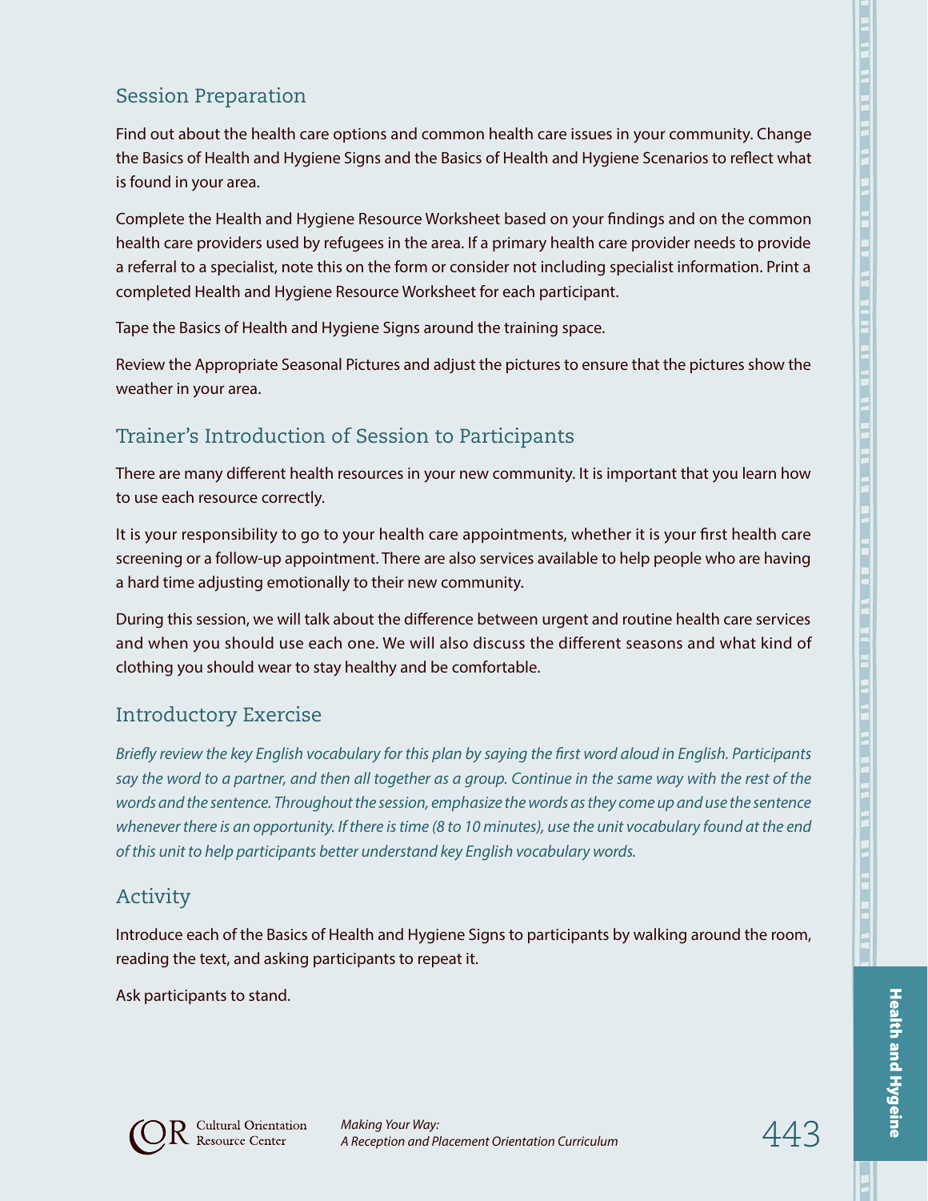## Session Preparation

Find out about the health care options and common health care issues in your community. Change the Basics of Health and Hygiene Signs and the Basics of Health and Hygiene Scenarios to reflect what is found in your area.

Complete the Health and Hygiene Resource Worksheet based on your findings and on the common health care providers used by refugees in the area. If a primary health care provider needs to provide a referral to a specialist, note this on the form or consider not including specialist information. Print a completed Health and Hygiene Resource Worksheet for each participant.

Tape the Basics of Health and Hygiene Signs around the training space.

Review the Appropriate Seasonal Pictures and adjust the pictures to ensure that the pictures show the weather in your area.

## Trainer's Introduction of Session to Participants

There are many different health resources in your new community. It is important that you learn how to use each resource correctly.

It is your responsibility to go to your health care appointments, whether it is your first health care screening or a follow-up appointment. There are also services available to help people who are having a hard time adjusting emotionally to their new community.

During this session, we will talk about the difference between urgent and routine health care services and when you should use each one. We will also discuss the different seasons and what kind of clothing you should wear to stay healthy and be comfortable.

## Introductory Exercise

*Briefly review the key English vocabulary for this plan by saying the first word aloud in English. Participants say the word to a partner, and then all together as a group. Continue in the same way with the rest of the words and the sentence. Throughout the session, emphasize the words as they come up and use the sentence whenever there is an opportunity. If there is time (8 to 10 minutes), use the unit vocabulary found at the end of this unit to help participants better understand key English vocabulary words.*

## Activity

Introduce each of the Basics of Health and Hygiene Signs to participants by walking around the room, reading the text, and asking participants to repeat it.

Ask participants to stand.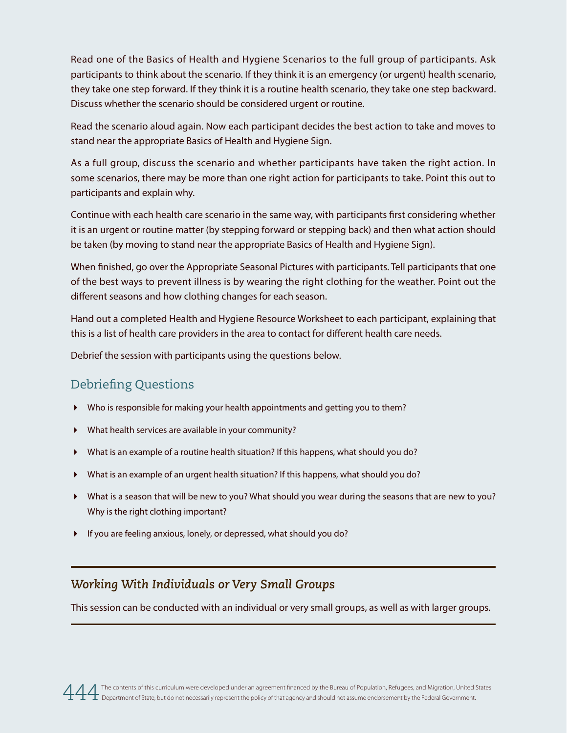Read one of the Basics of Health and Hygiene Scenarios to the full group of participants. Ask participants to think about the scenario. If they think it is an emergency (or urgent) health scenario, they take one step forward. If they think it is a routine health scenario, they take one step backward. Discuss whether the scenario should be considered urgent or routine.

Read the scenario aloud again. Now each participant decides the best action to take and moves to stand near the appropriate Basics of Health and Hygiene Sign.

As a full group, discuss the scenario and whether participants have taken the right action. In some scenarios, there may be more than one right action for participants to take. Point this out to participants and explain why.

Continue with each health care scenario in the same way, with participants first considering whether it is an urgent or routine matter (by stepping forward or stepping back) and then what action should be taken (by moving to stand near the appropriate Basics of Health and Hygiene Sign).

When finished, go over the Appropriate Seasonal Pictures with participants. Tell participants that one of the best ways to prevent illness is by wearing the right clothing for the weather. Point out the different seasons and how clothing changes for each season.

Hand out a completed Health and Hygiene Resource Worksheet to each participant, explaining that this is a list of health care providers in the area to contact for different health care needs.

Debrief the session with participants using the questions below.

## Debriefing Questions

- Who is responsible for making your health appointments and getting you to them?
- What health services are available in your community?
- What is an example of a routine health situation? If this happens, what should you do?
- What is an example of an urgent health situation? If this happens, what should you do?
- What is a season that will be new to you? What should you wear during the seasons that are new to you? Why is the right clothing important?
- If you are feeling anxious, lonely, or depressed, what should you do?

---

## *Working With Individuals or Very Small Groups*

This session can be conducted with an individual or very small groups, as well as with larger groups.

---

The contents of this curriculum were developed under an agreement financed by the Bureau of Population, Refugees, and Migration, United States Department of State, but do not necessarily represent the policy of that agency and should not assume endorsement by the Federal Government.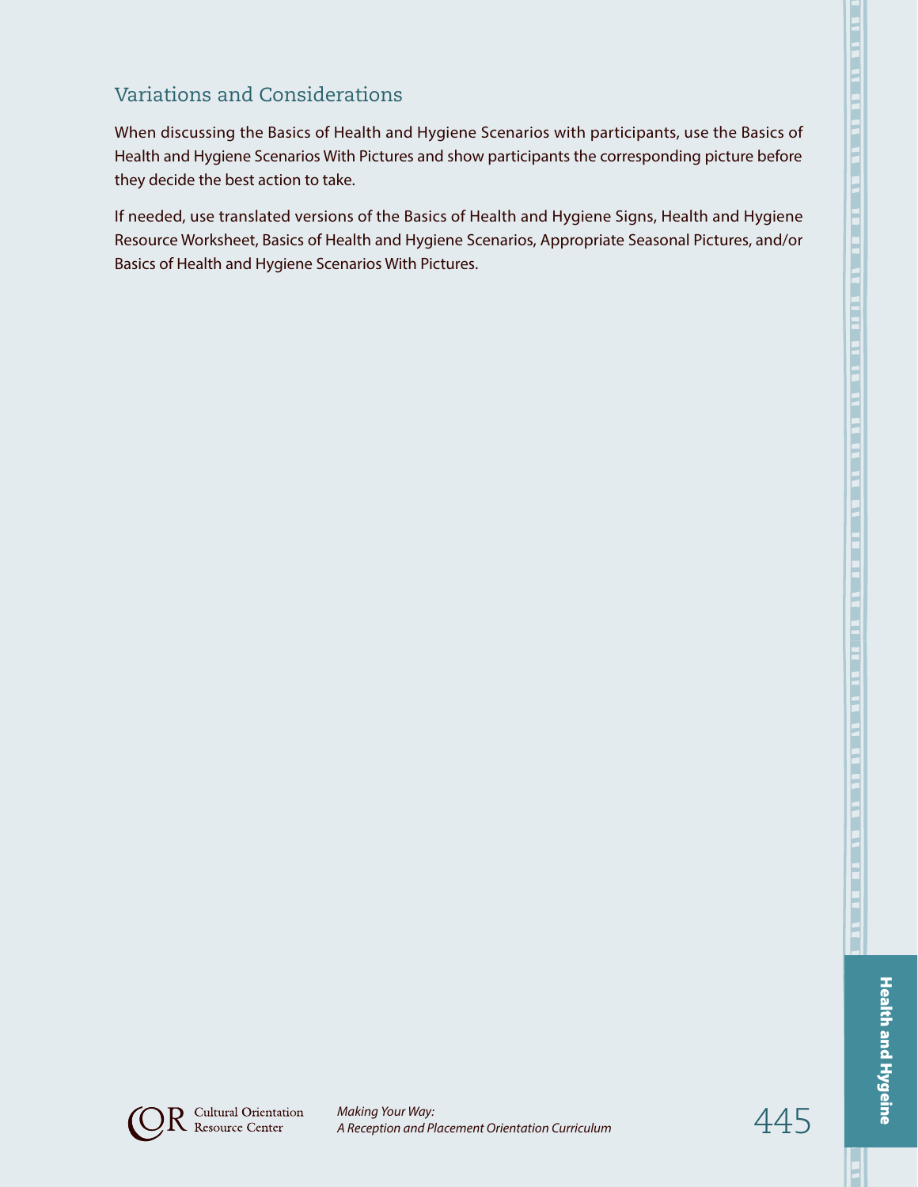## Variations and Considerations

When discussing the Basics of Health and Hygiene Scenarios with participants, use the Basics of Health and Hygiene Scenarios With Pictures and show participants the corresponding picture before they decide the best action to take.

If needed, use translated versions of the Basics of Health and Hygiene Signs, Health and Hygiene Resource Worksheet, Basics of Health and Hygiene Scenarios, Appropriate Seasonal Pictures, and/or Basics of Health and Hygiene Scenarios With Pictures.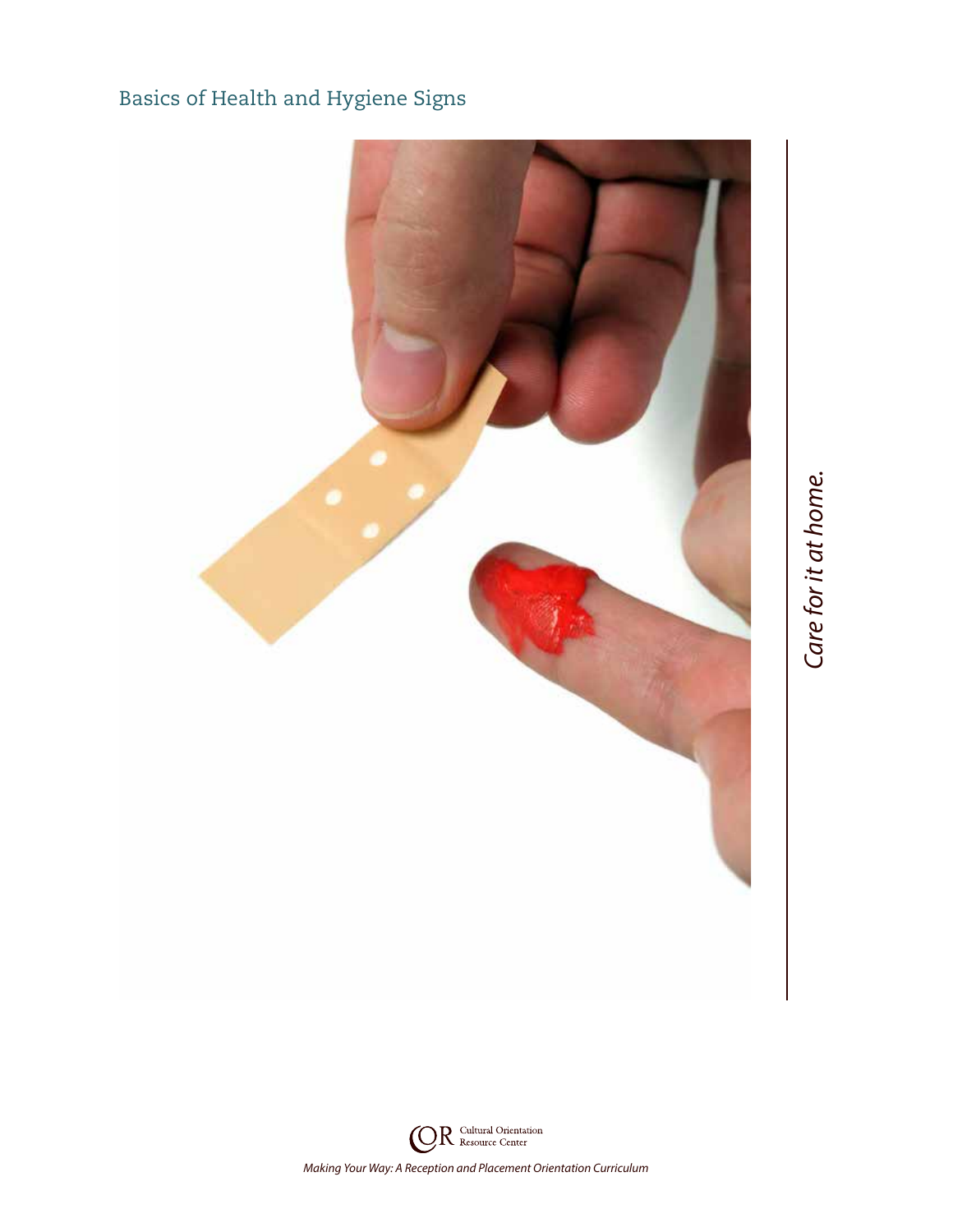Basics of Health and Hygiene Signs

*Care for it at home.*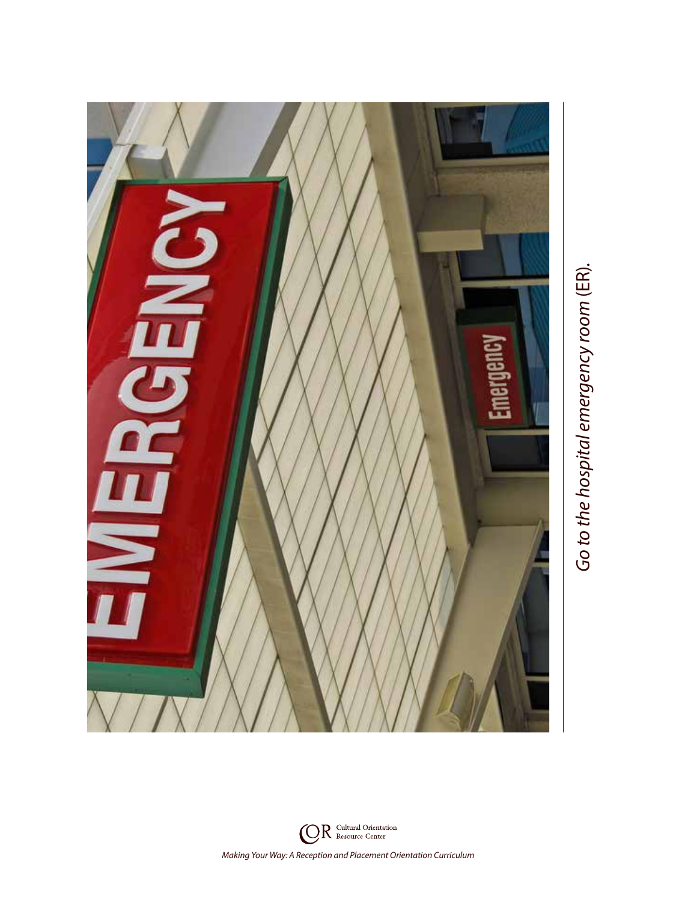*Go to the hospital emergency room* (ER).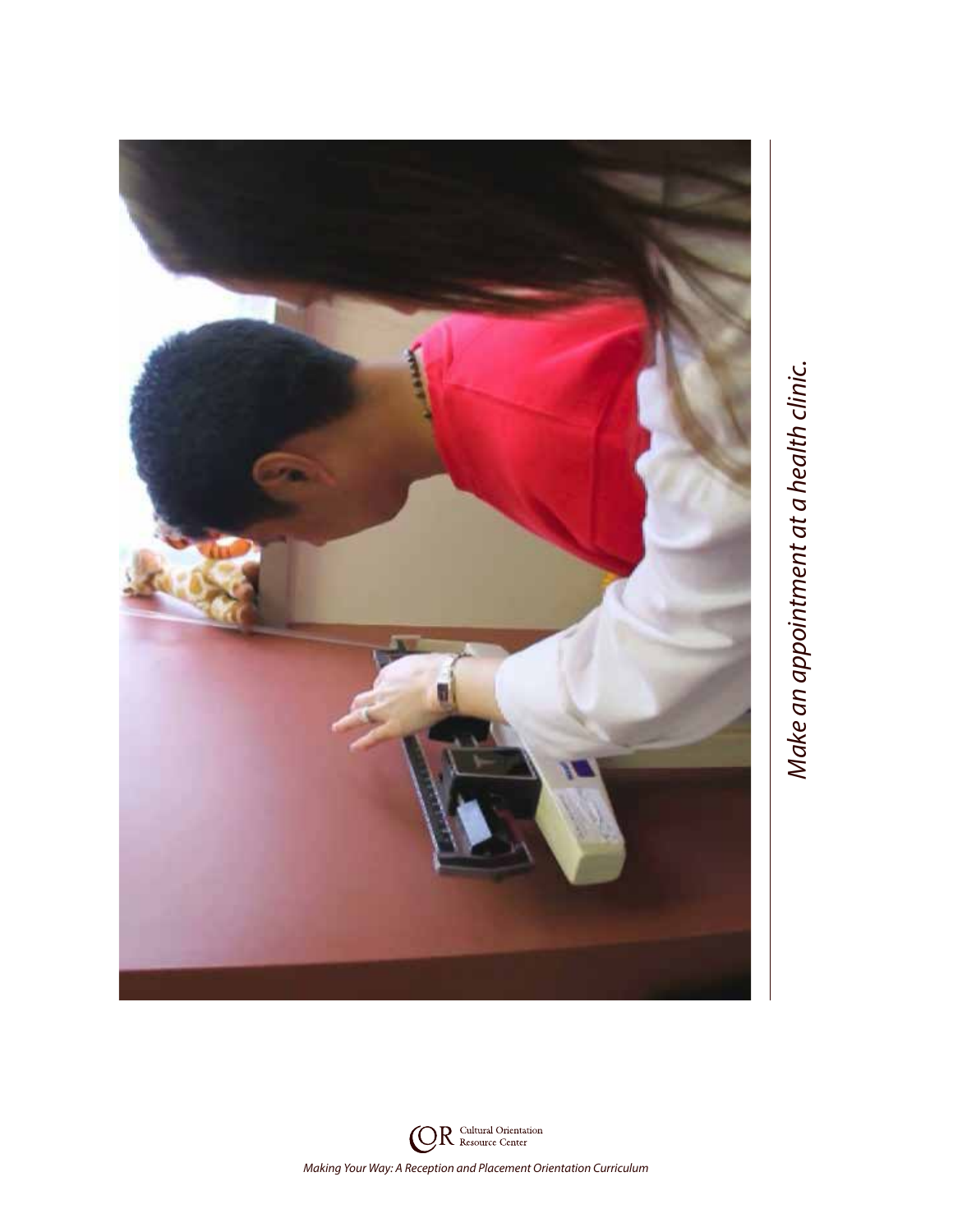*Make an appointment at a health clinic.*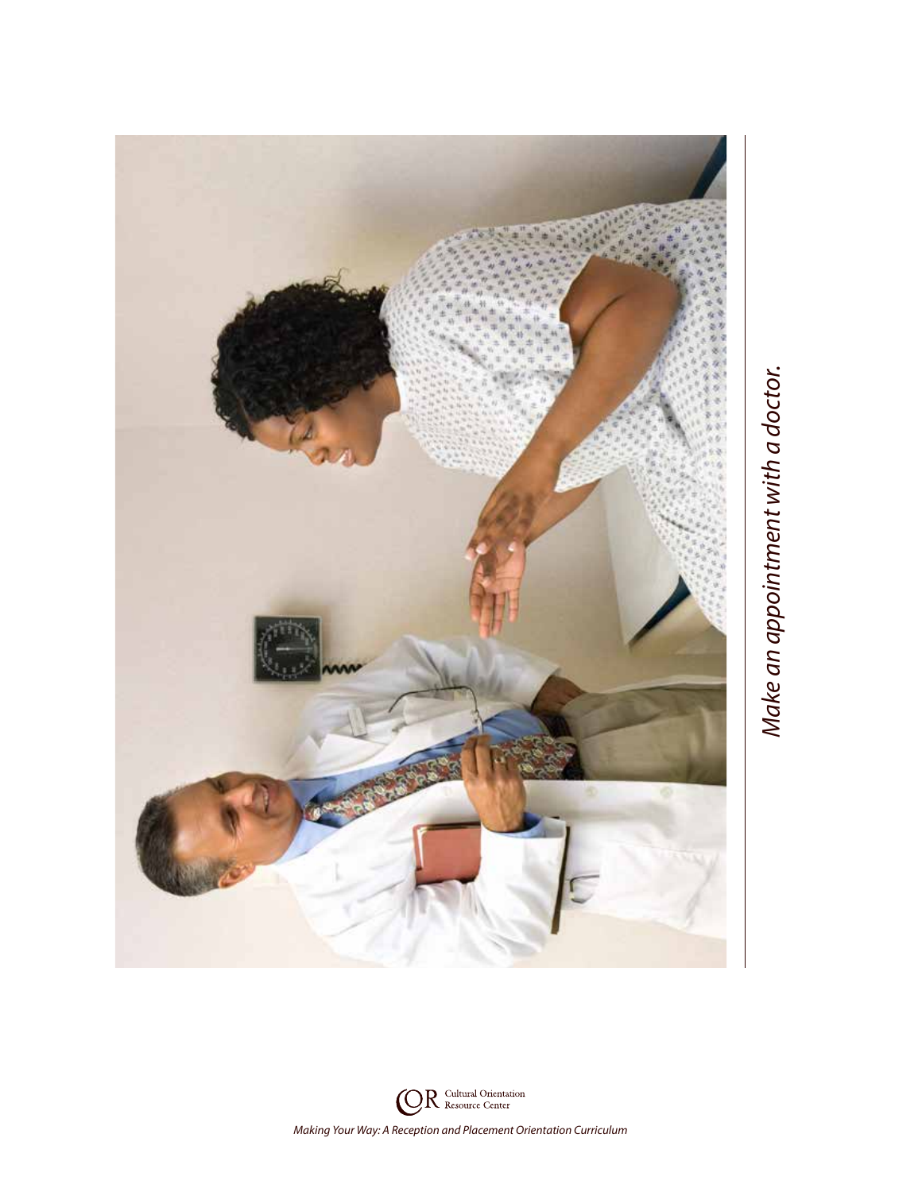*Make an appointment with a doctor.*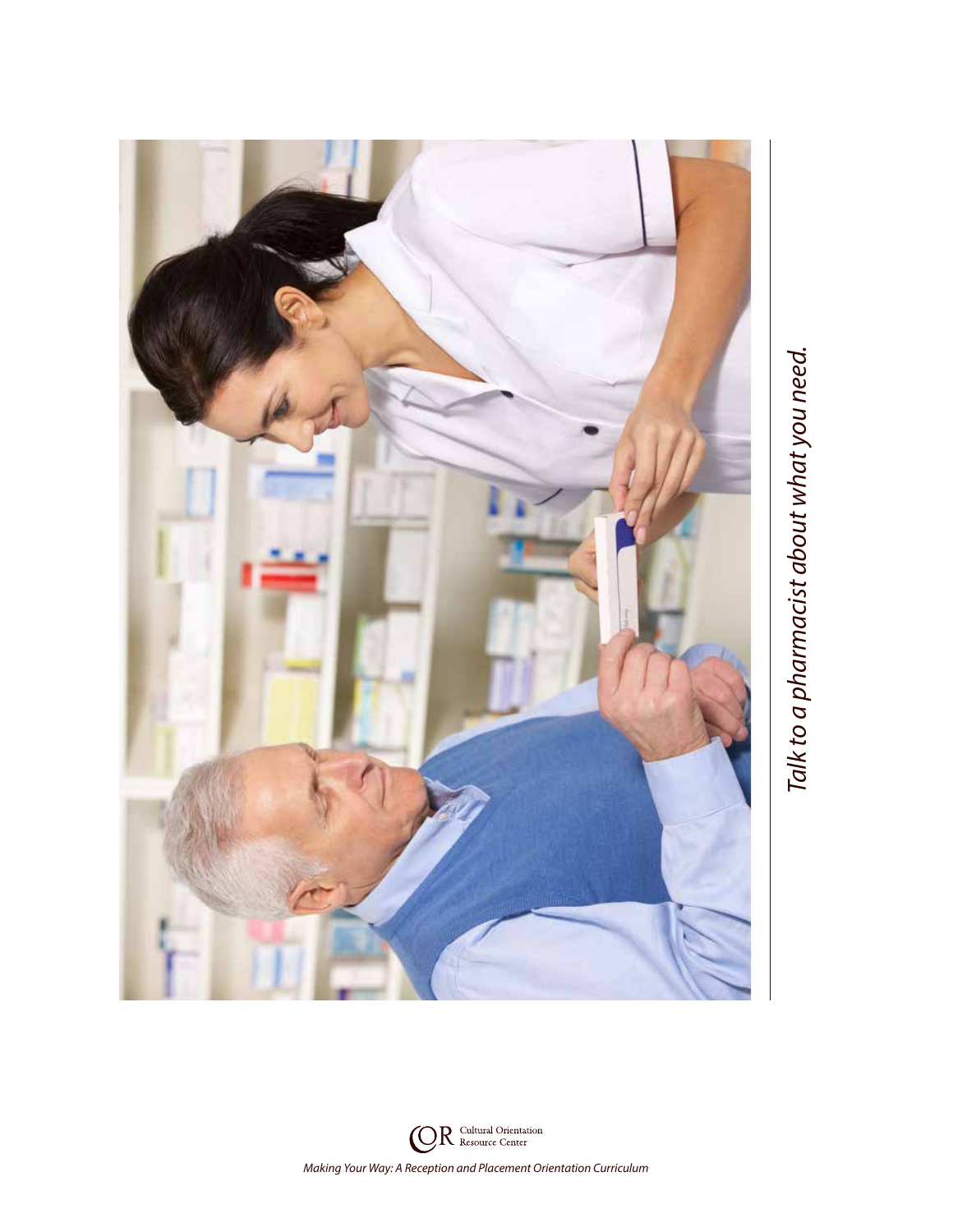*Talk to a pharmacist about what you need.*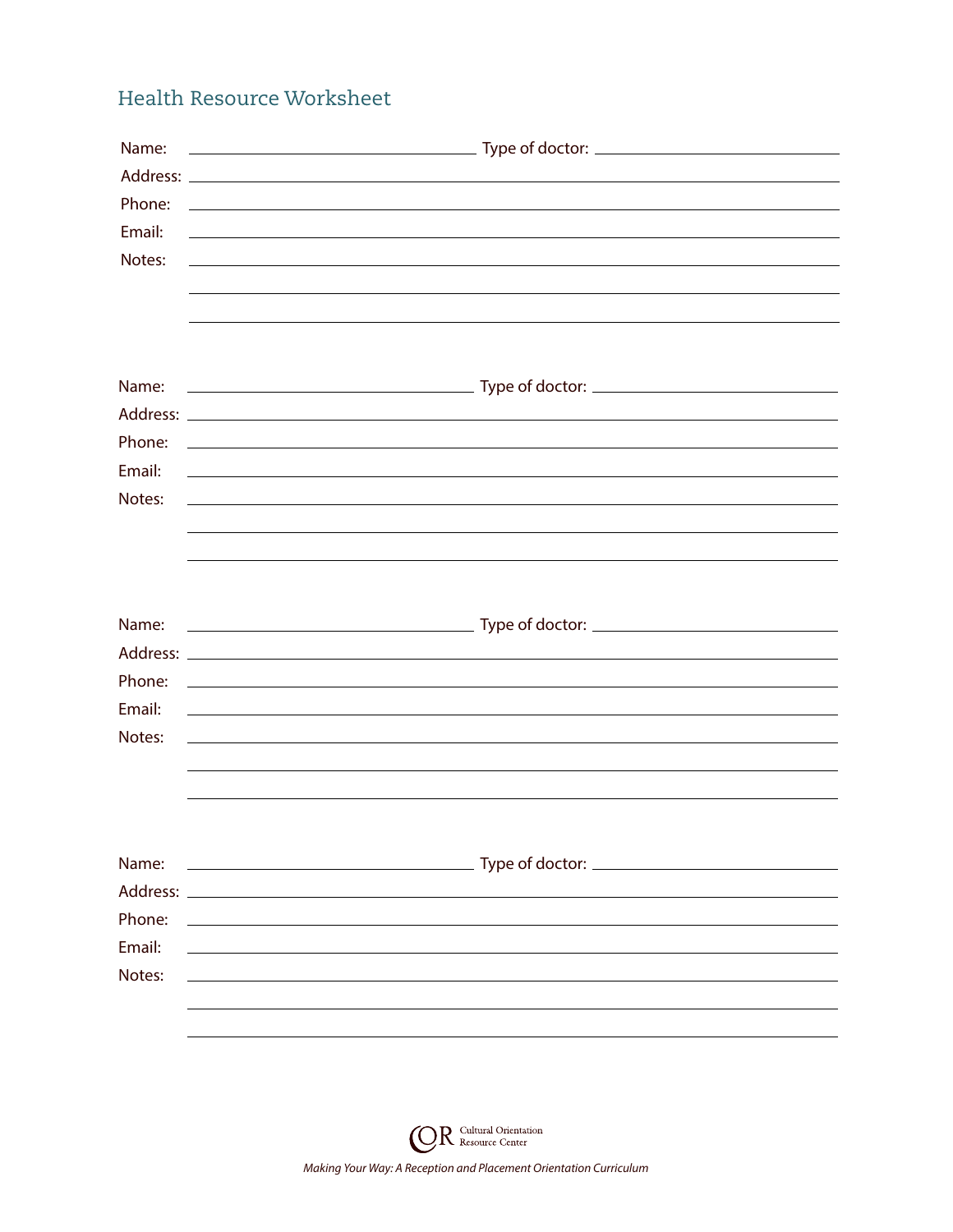## Health Resource Worksheet

Name: ______________________ Type of doctor: ______________________

Address: ______________________________________________

Phone: ______________________________________________

Email: ______________________________________________

Notes: ______________________________________________

______________________________________________

______________________________________________

Name: ______________________ Type of doctor: ______________________

Address: ______________________________________________

Phone: ______________________________________________

Email: ______________________________________________

Notes: ______________________________________________

______________________________________________

______________________________________________

Name: ______________________ Type of doctor: ______________________

Address: ______________________________________________

Phone: ______________________________________________

Email: ______________________________________________

Notes: ______________________________________________

______________________________________________

______________________________________________

Name: ______________________ Type of doctor: ______________________

Address: ______________________________________________

Phone: ______________________________________________

Email: ______________________________________________

Notes: ______________________________________________

______________________________________________

______________________________________________

COR Cultural Orientation Resource Center

*Making Your Way: A Reception and Placement Orientation Curriculum*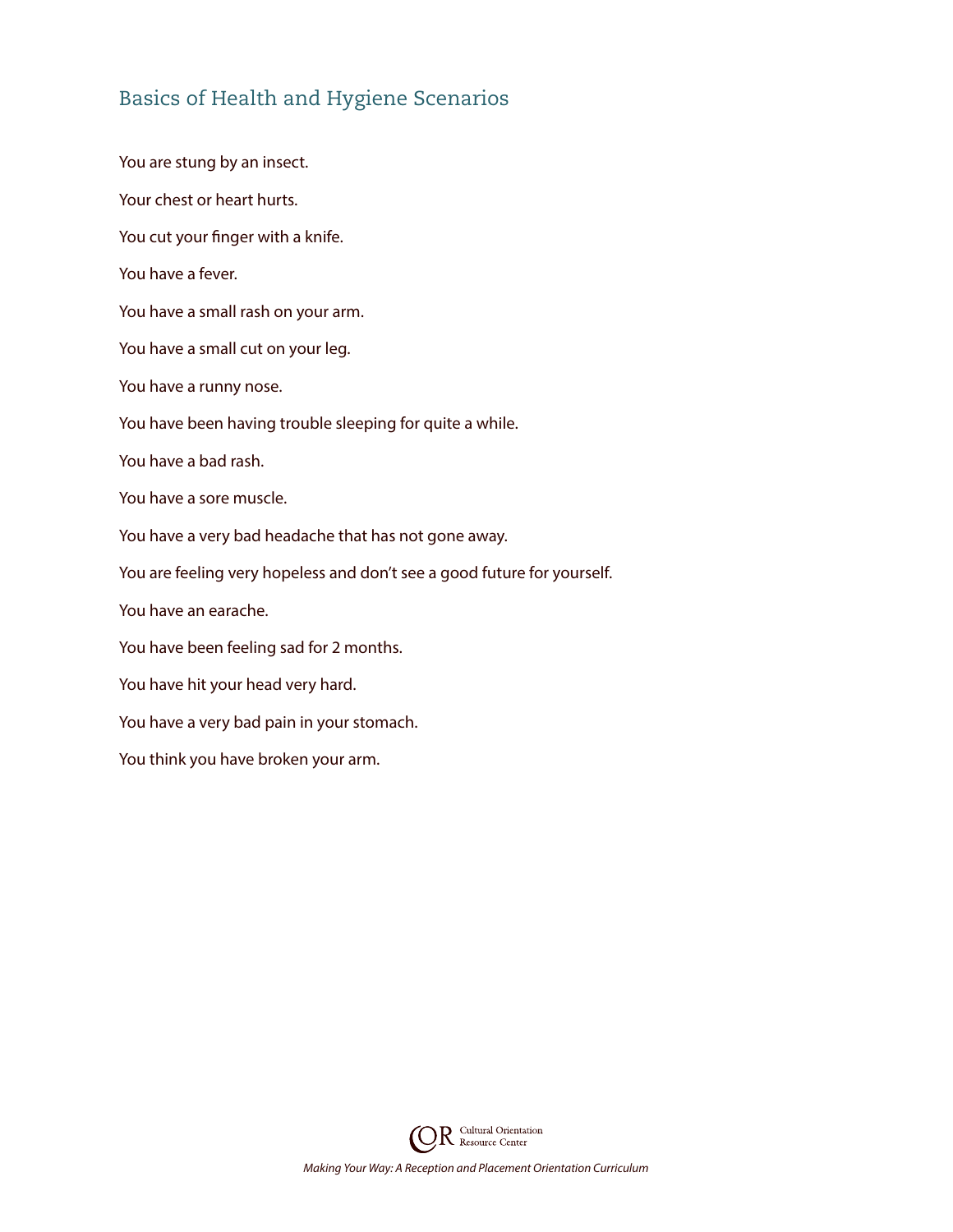## Basics of Health and Hygiene Scenarios

You are stung by an insect.

Your chest or heart hurts.

You cut your finger with a knife.

You have a fever.

You have a small rash on your arm.

You have a small cut on your leg.

You have a runny nose.

You have been having trouble sleeping for quite a while.

You have a bad rash.

You have a sore muscle.

You have a very bad headache that has not gone away.

You are feeling very hopeless and don't see a good future for yourself.

You have an earache.

You have been feeling sad for 2 months.

You have hit your head very hard.

You have a very bad pain in your stomach.

You think you have broken your arm.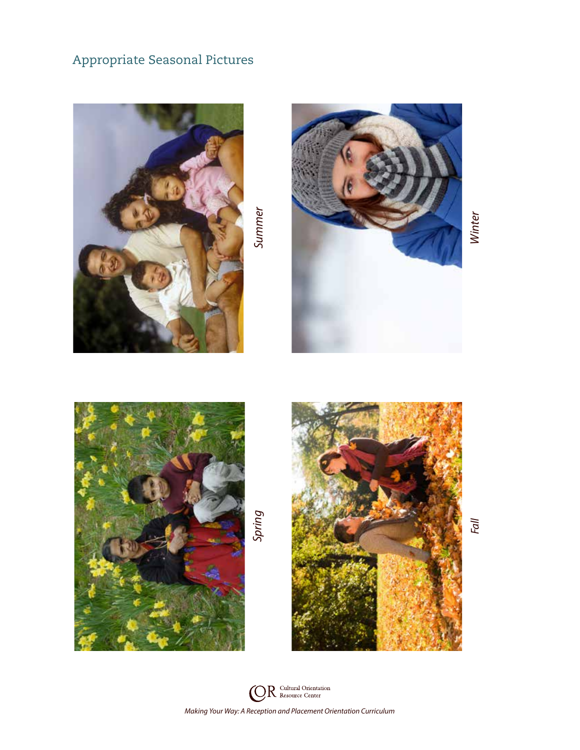## Appropriate Seasonal Pictures

*Summer*

*Winter*

*Spring*

*Fall*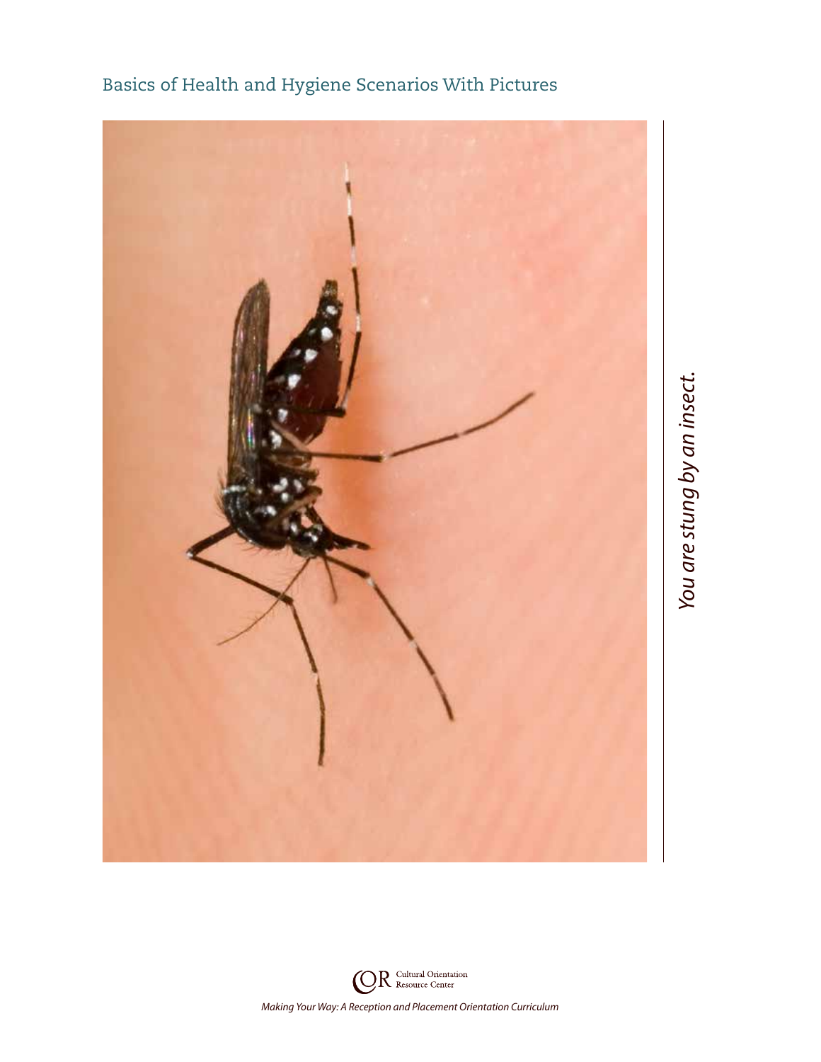Basics of Health and Hygiene Scenarios With Pictures

*You are stung by an insect.*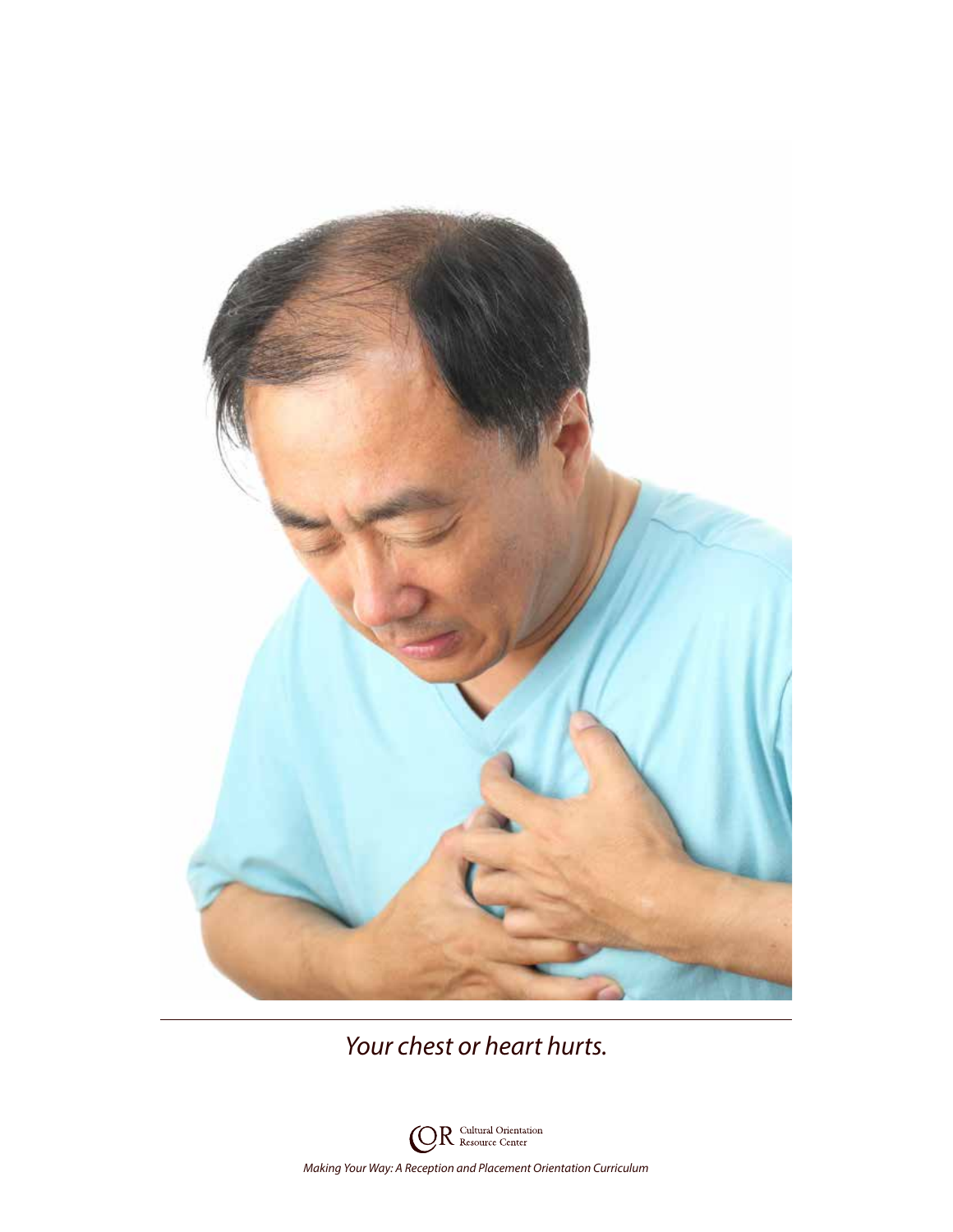*Your chest or heart hurts.*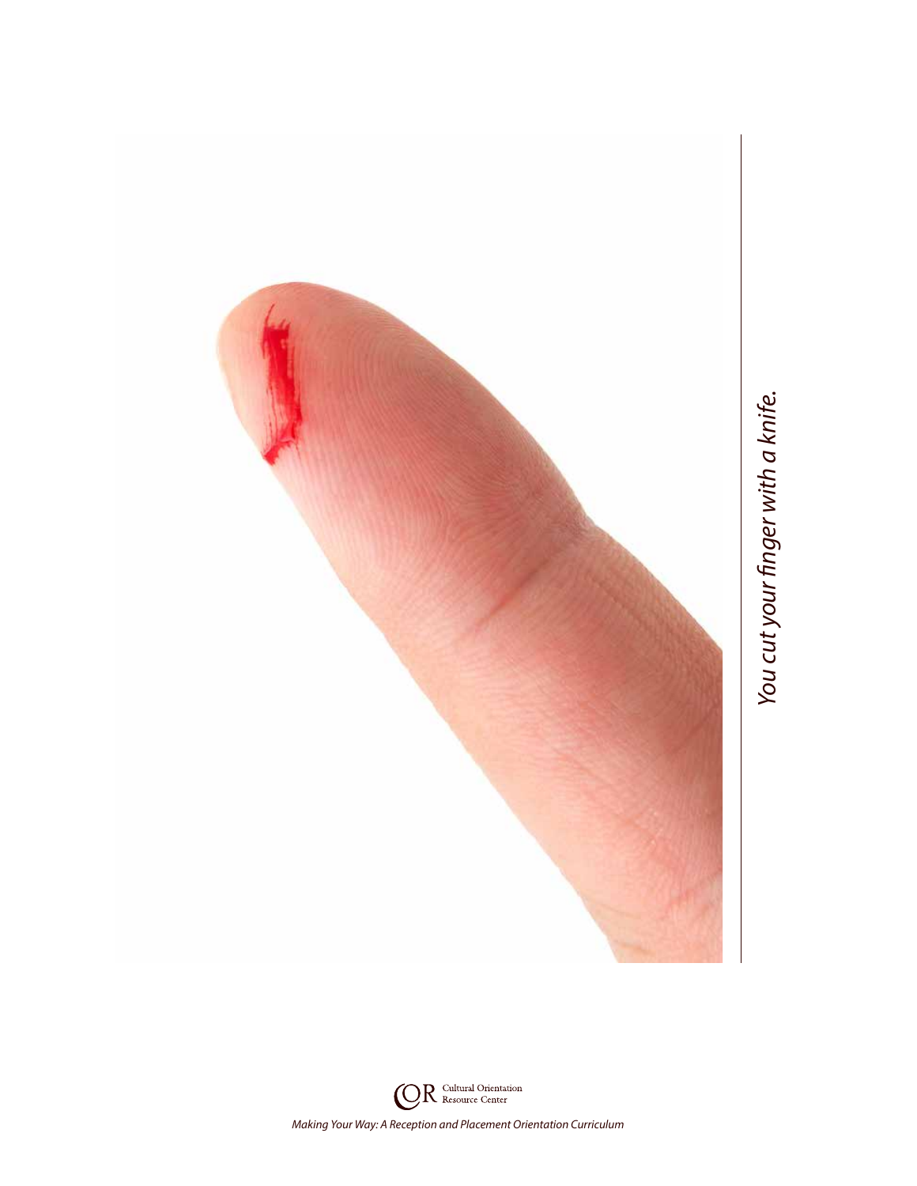*You cut your finger with a knife.*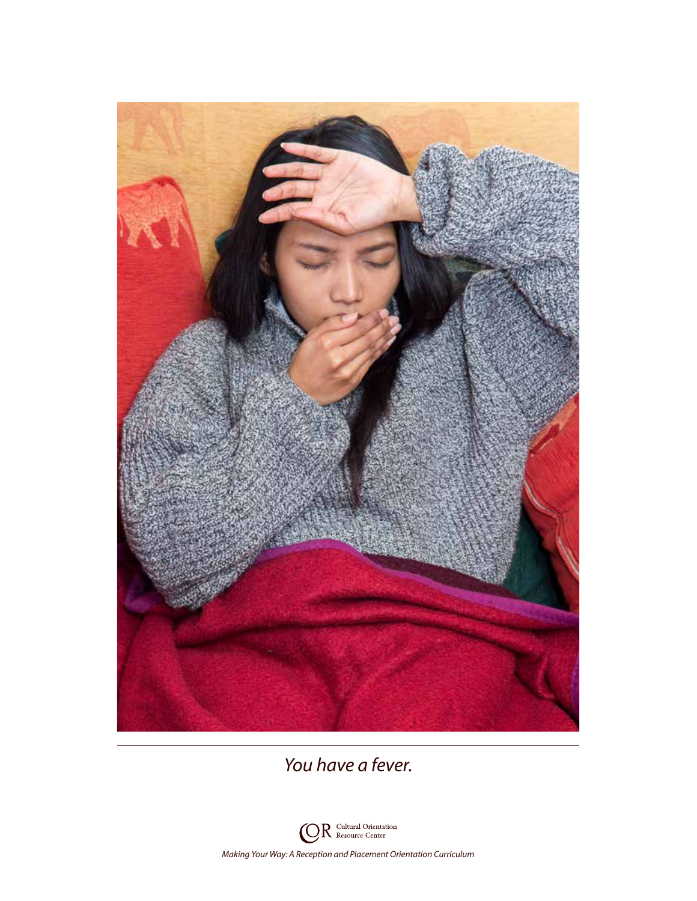*You have a fever.*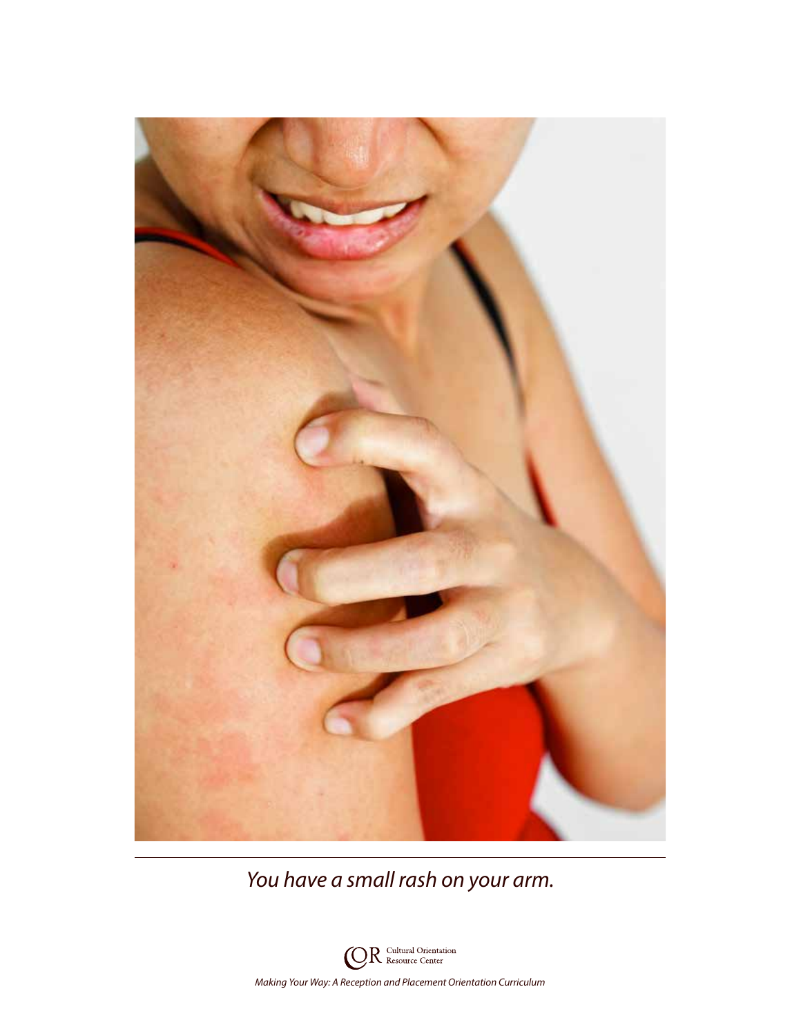*You have a small rash on your arm.*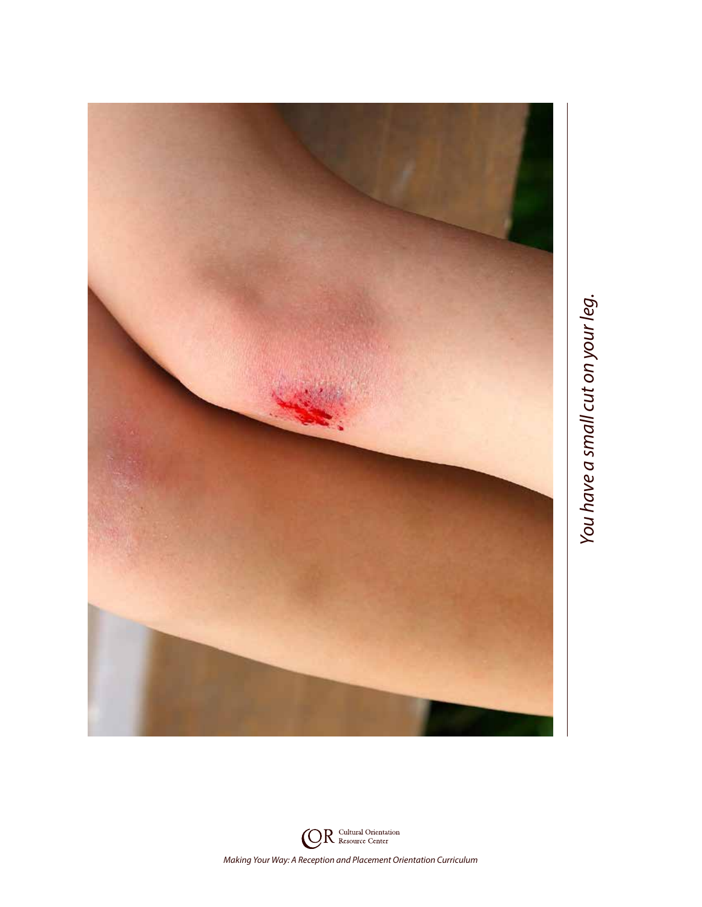*You have a small cut on your leg.*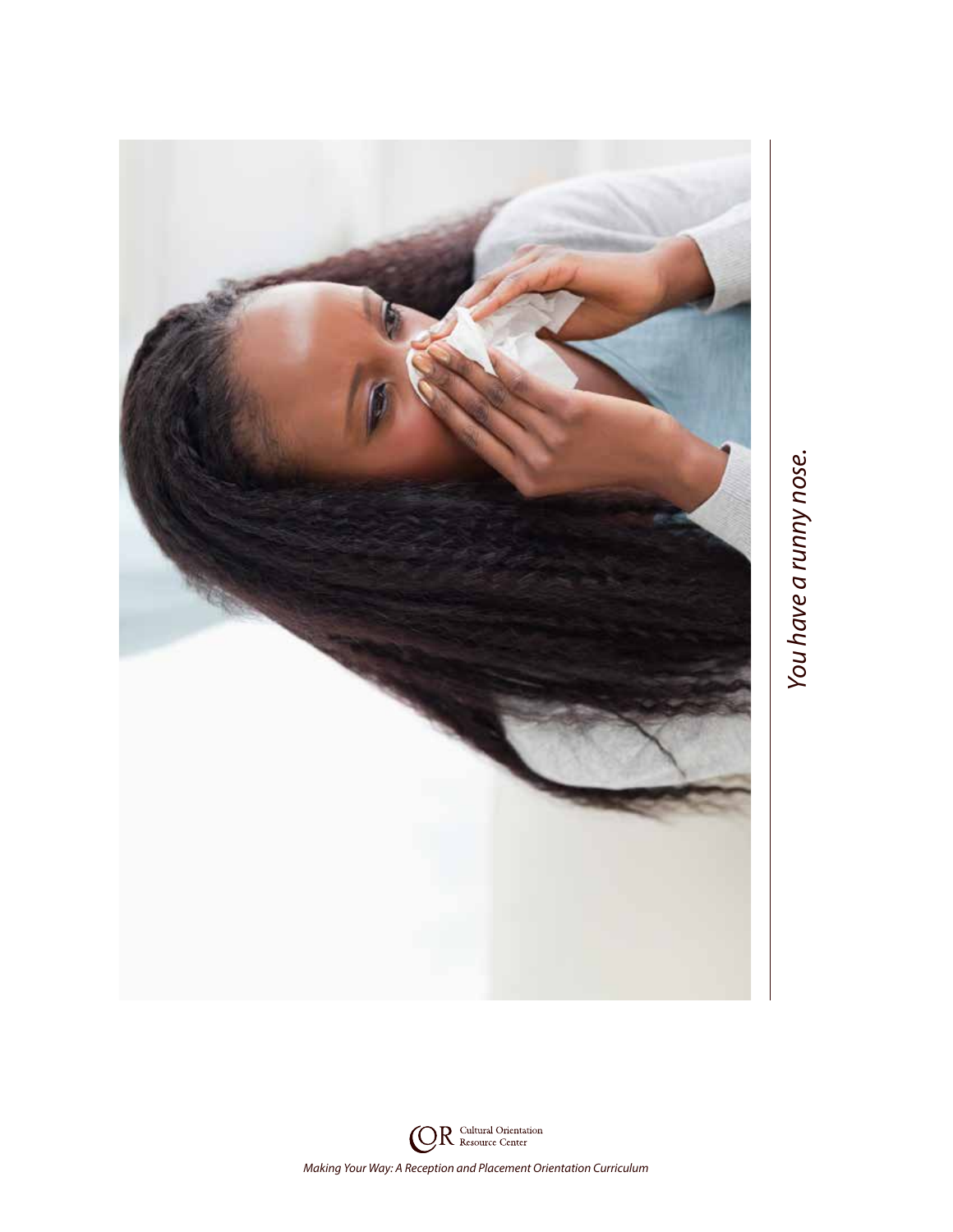*You have a runny nose.*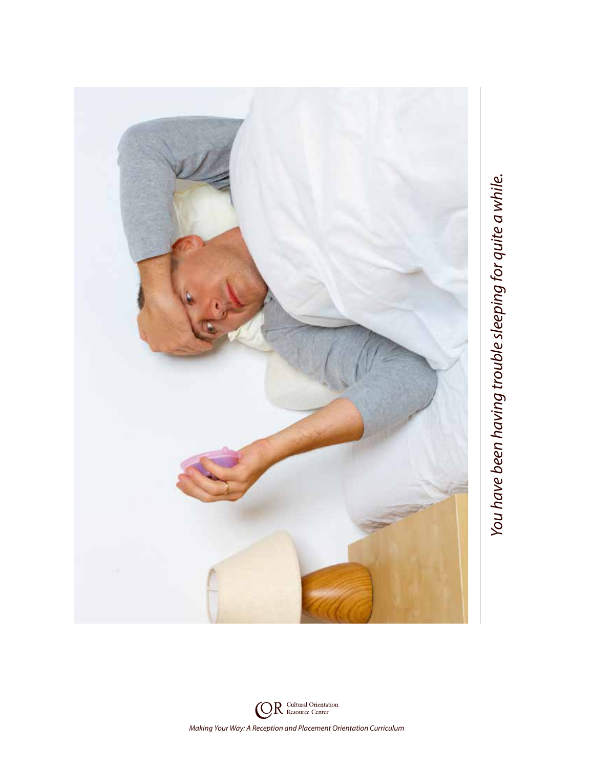*You have been having trouble sleeping for quite a while.*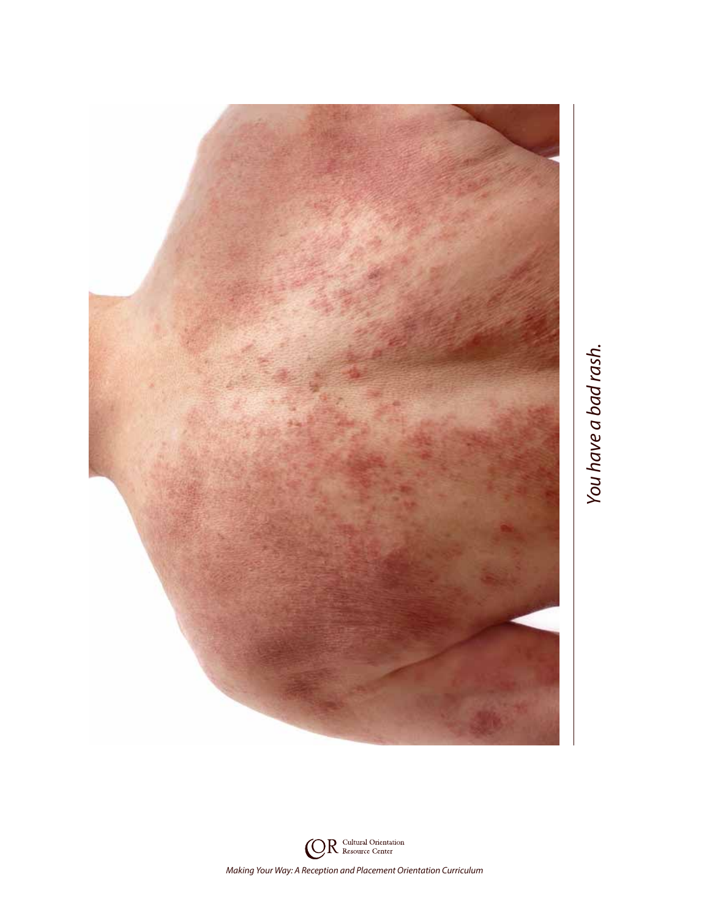*You have a bad rash.*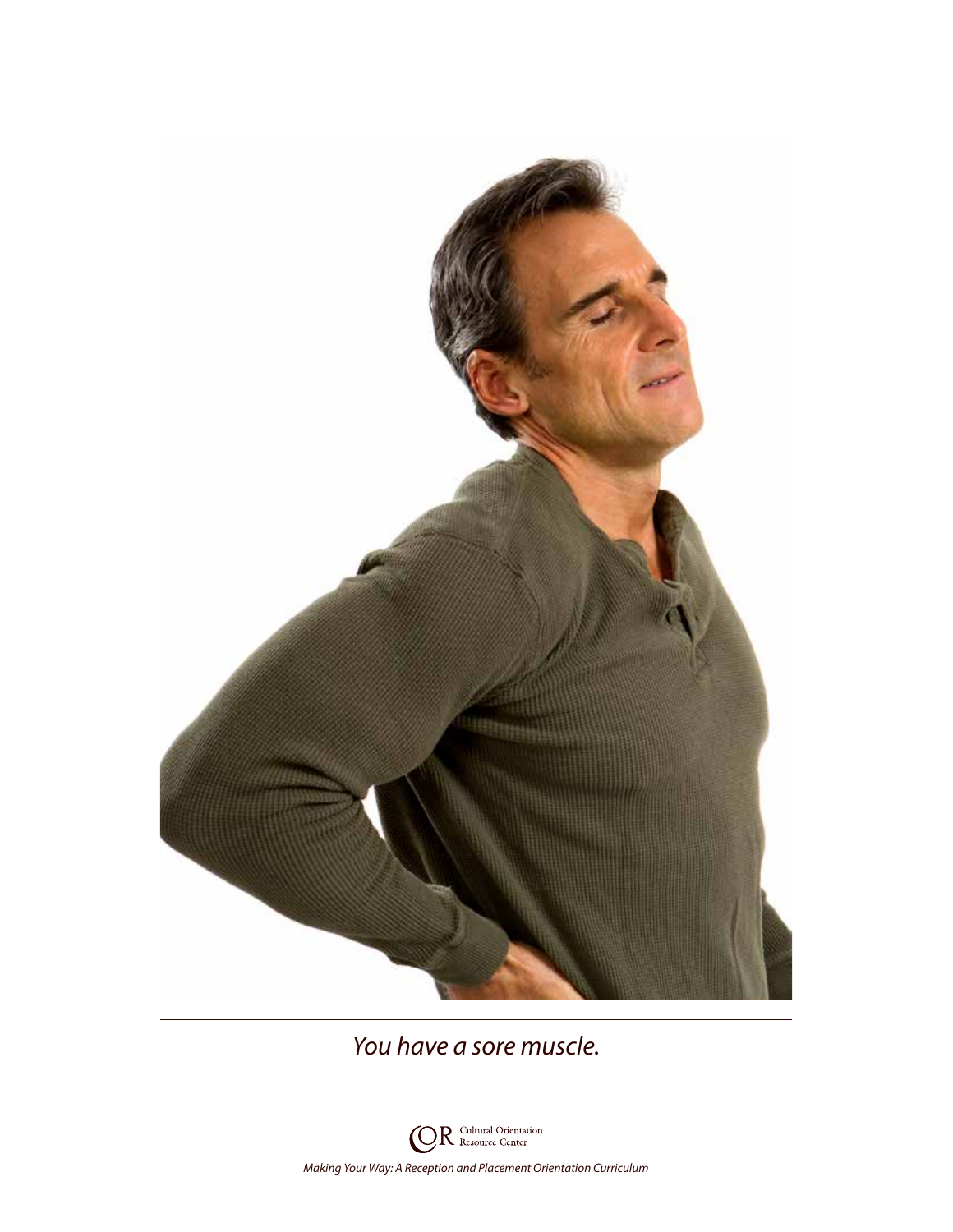*You have a sore muscle.*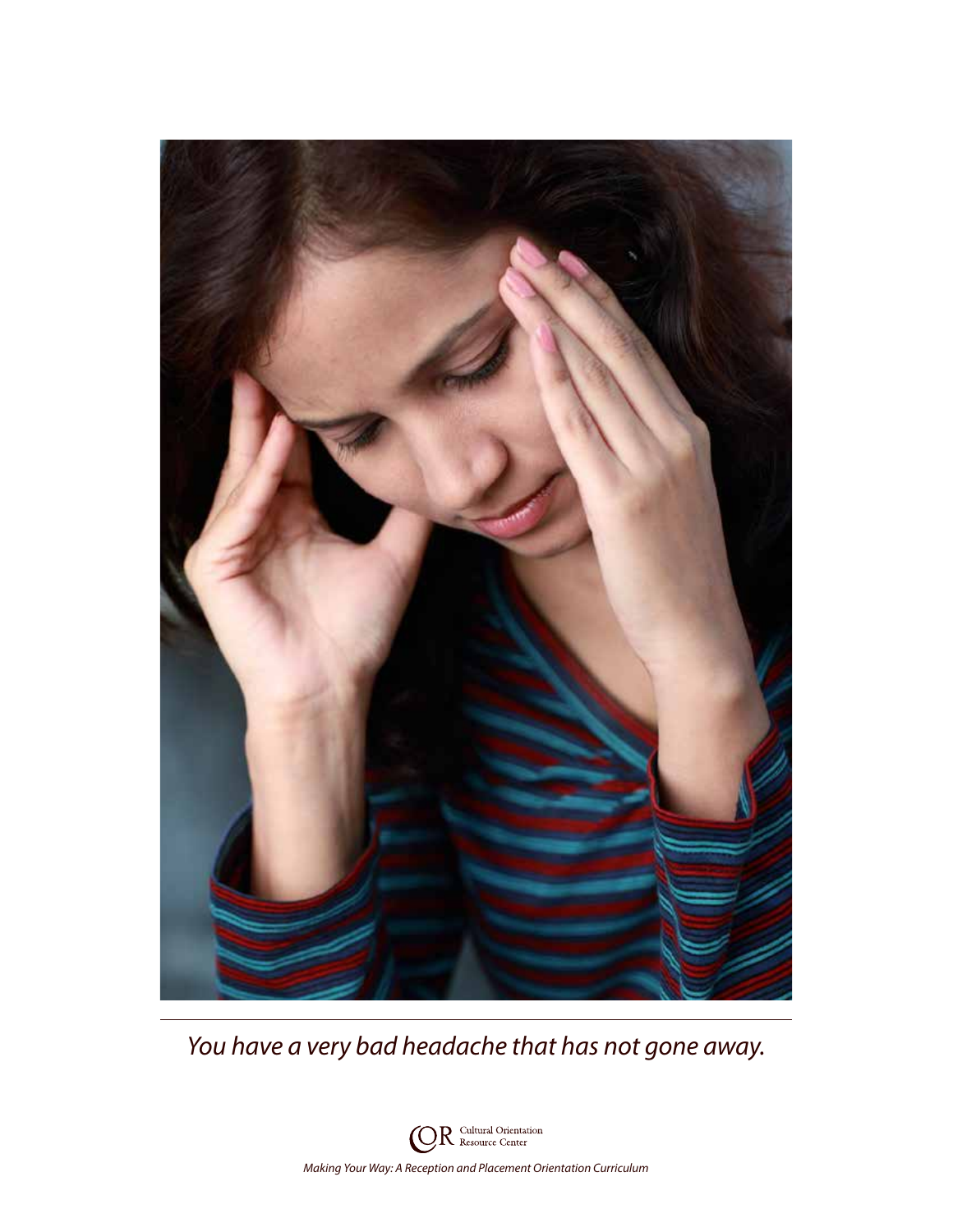*You have a very bad headache that has not gone away.*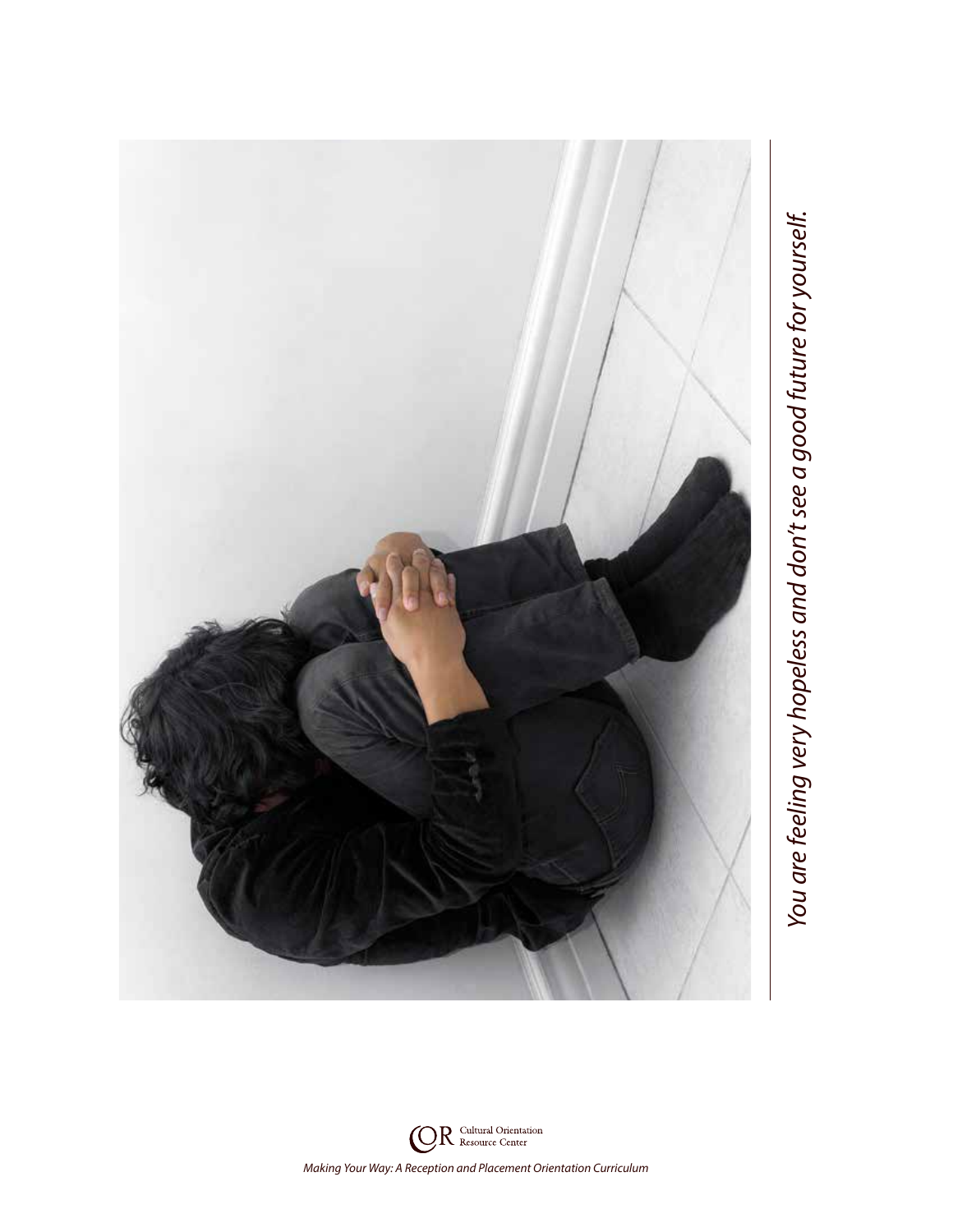*You are feeling very hopeless and don't see a good future for yourself.*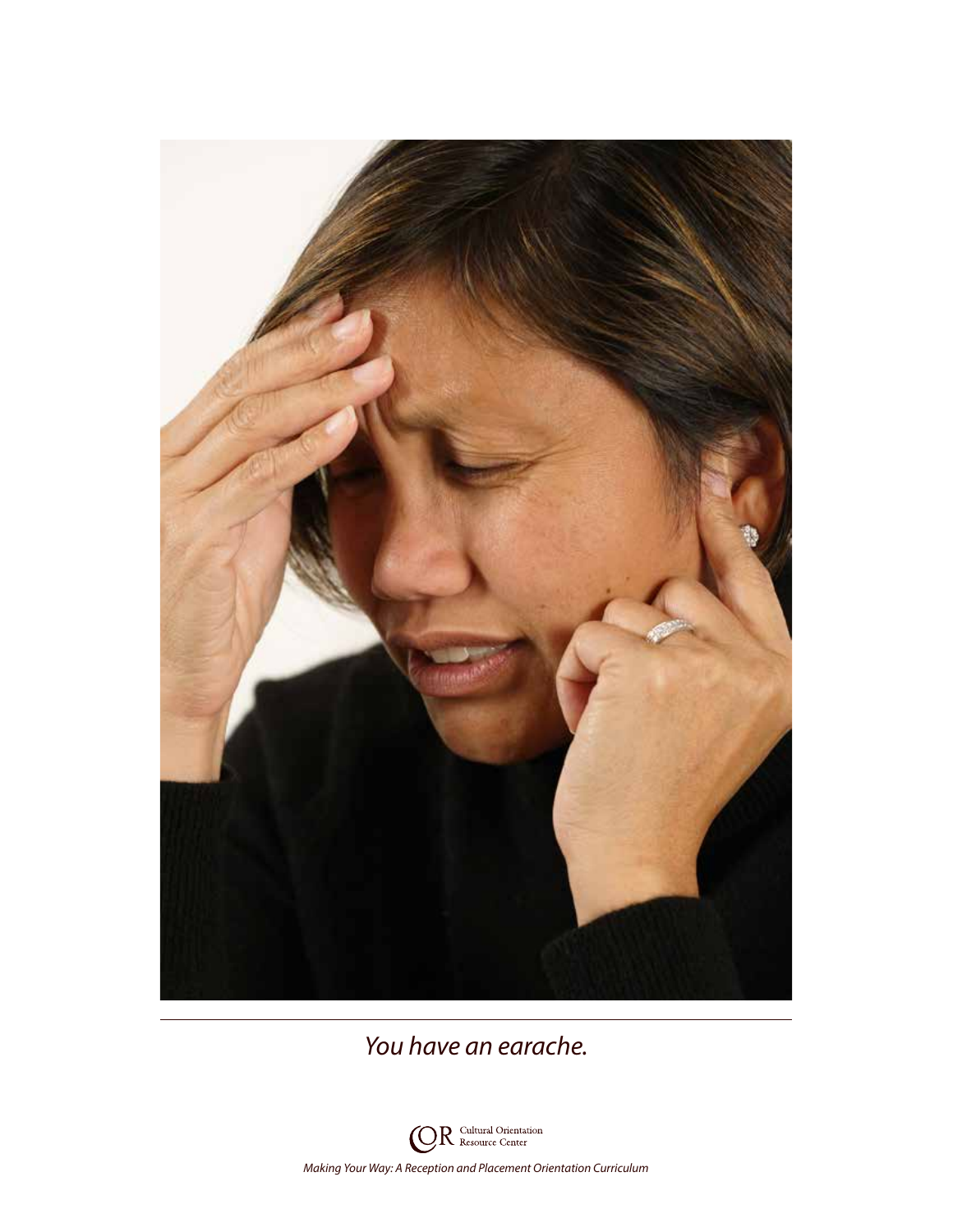*You have an earache.*

COR Cultural Orientation Resource Center

*Making Your Way: A Reception and Placement Orientation Curriculum*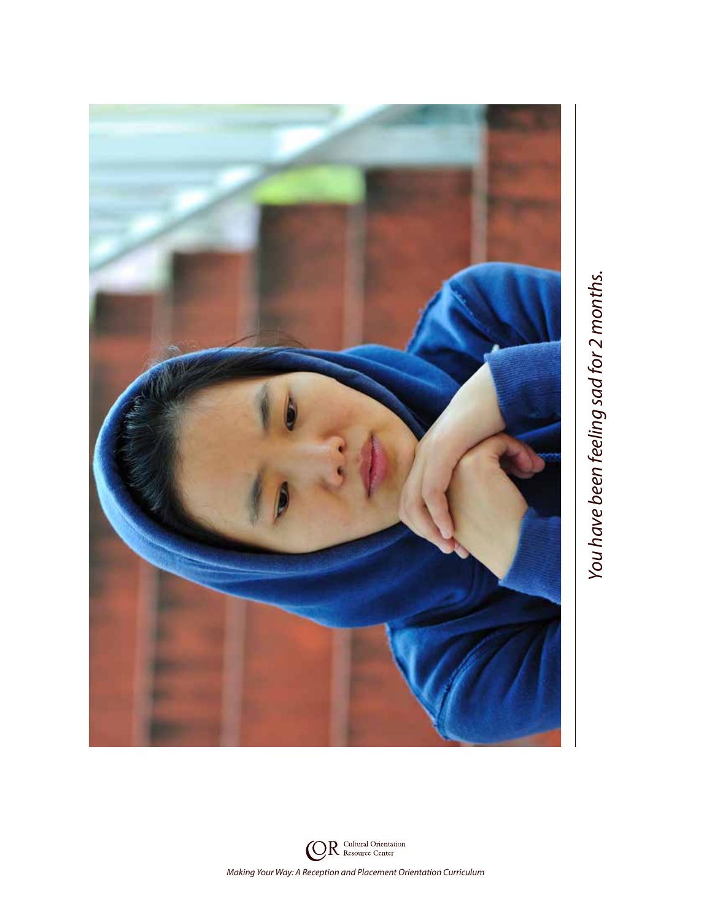*You have been feeling sad for 2 months.*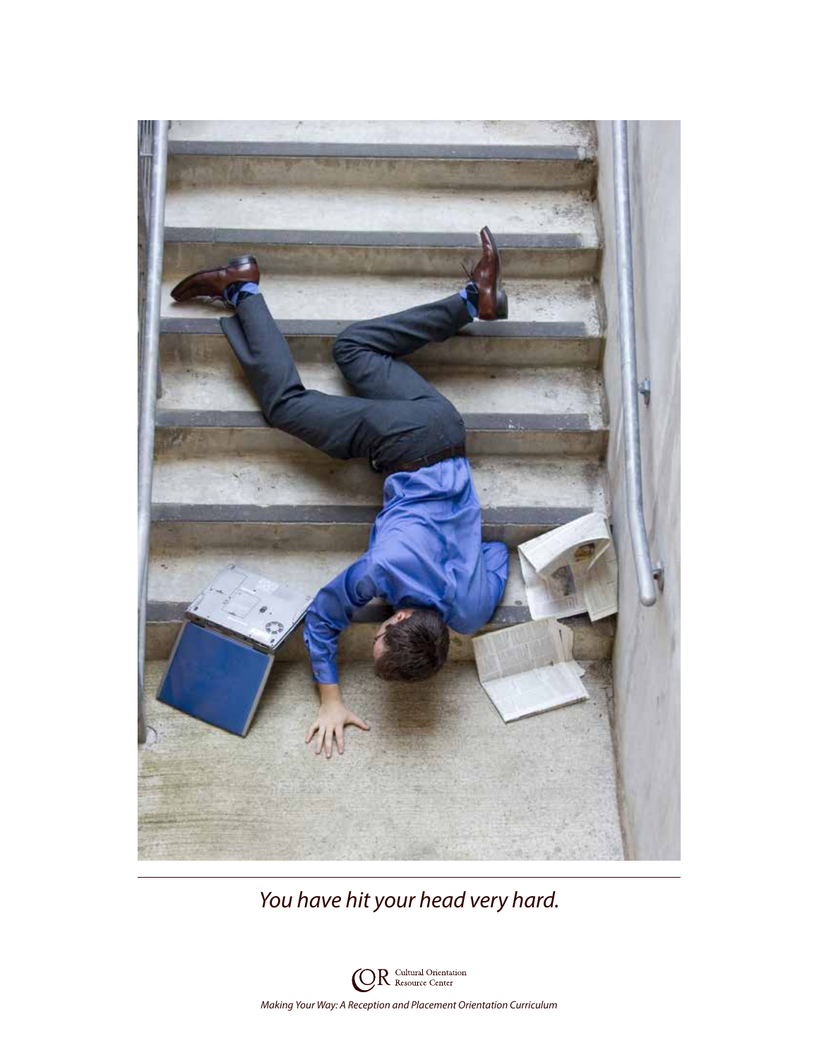*You have hit your head very hard.*

COR Cultural Orientation Resource Center

*Making Your Way: A Reception and Placement Orientation Curriculum*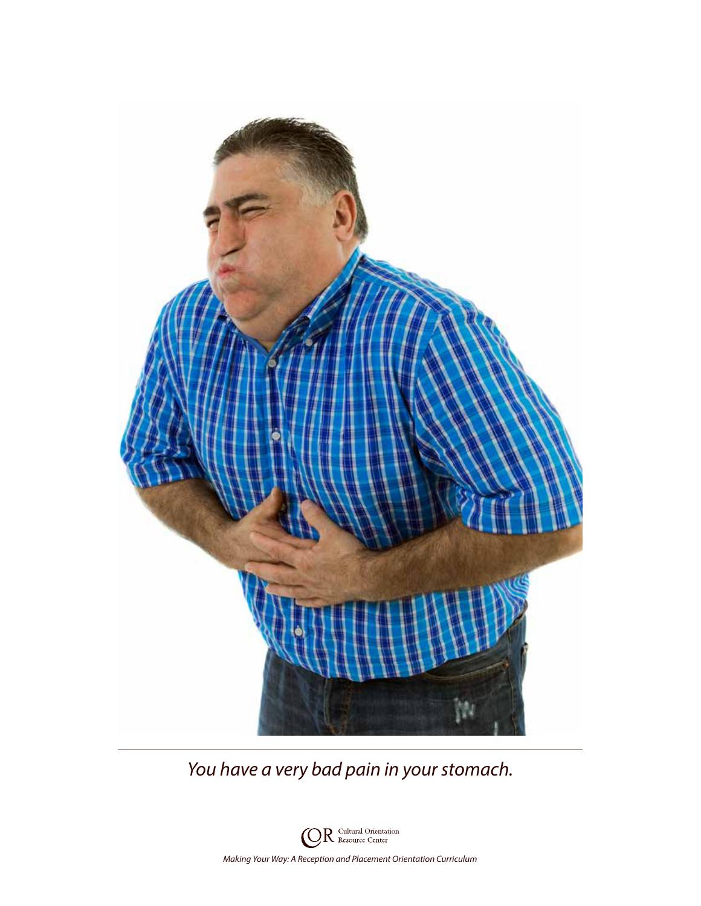*You have a very bad pain in your stomach.*

Cultural Orientation Resource Center

*Making Your Way: A Reception and Placement Orientation Curriculum*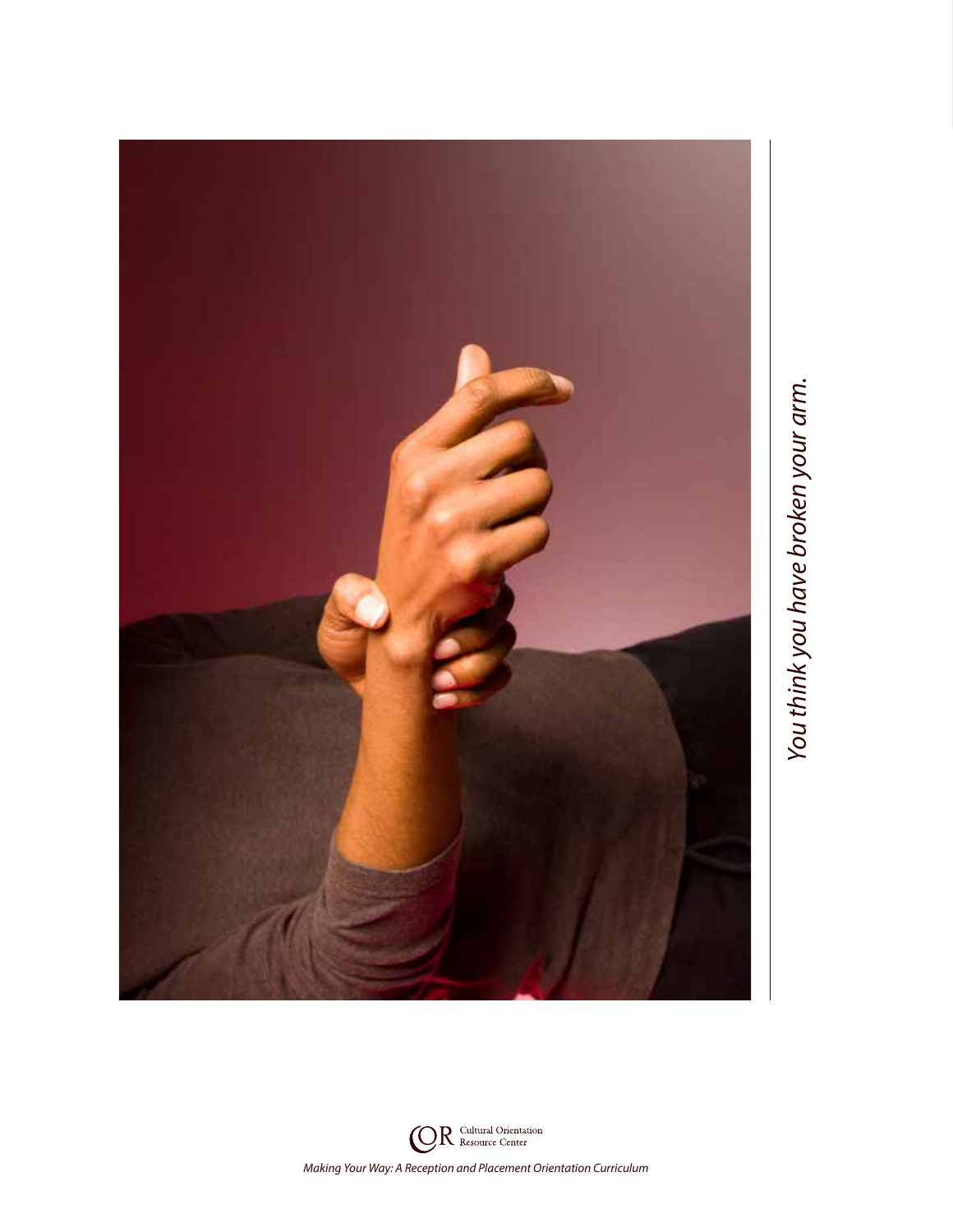*You think you have broken your arm.*